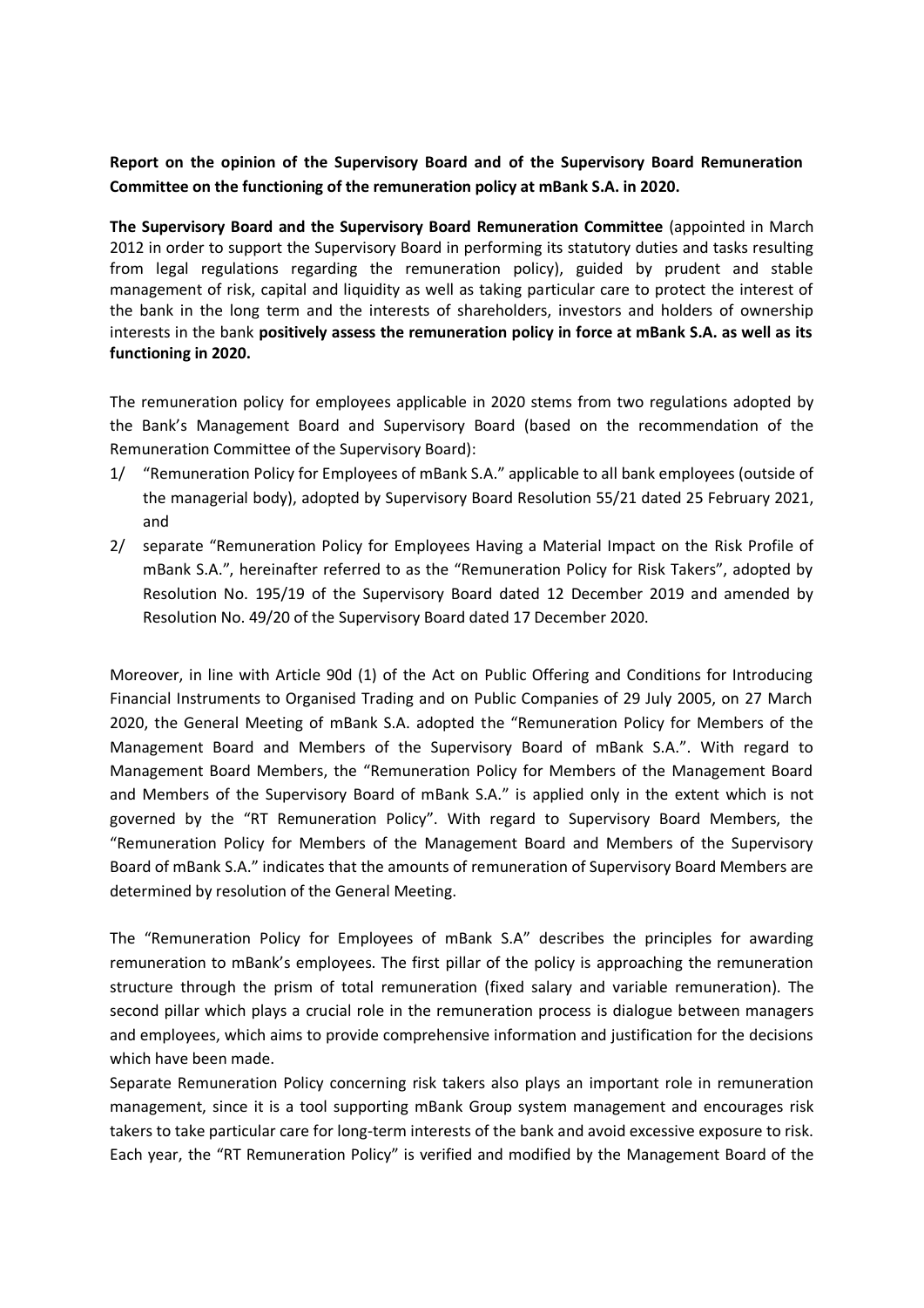**Report on the opinion of the Supervisory Board and of the Supervisory Board Remuneration Committee on the functioning of the remuneration policy at mBank S.A. in 2020.**

**The Supervisory Board and the Supervisory Board Remuneration Committee** (appointed in March 2012 in order to support the Supervisory Board in performing its statutory duties and tasks resulting from legal regulations regarding the remuneration policy), guided by prudent and stable management of risk, capital and liquidity as well as taking particular care to protect the interest of the bank in the long term and the interests of shareholders, investors and holders of ownership interests in the bank **positively assess the remuneration policy in force at mBank S.A. as well as its functioning in 2020.**

The remuneration policy for employees applicable in 2020 stems from two regulations adopted by the Bank's Management Board and Supervisory Board (based on the recommendation of the Remuneration Committee of the Supervisory Board):

1/ "Remuneration Policy for Employees of mBank S.A." applicable to all bank employees (outside of the managerial body), adopted by Supervisory Board Resolution 55/21 dated 25 February 2021, and

2/ separate "Remuneration Policy for Employees Having a Material Impact on the Risk Profile of mBank S.A.", hereinafter referred to as the "Remuneration Policy for Risk Takers", adopted by Resolution No. 195/19 of the Supervisory Board dated 12 December 2019 and amended by Resolution No. 49/20 of the Supervisory Board dated 17 December 2020.

Moreover, in line with Article 90d (1) of the Act on Public Offering and Conditions for Introducing Financial Instruments to Organised Trading and on Public Companies of 29 July 2005, on 27 March 2020, the General Meeting of mBank S.A. adopted the "Remuneration Policy for Members of the Management Board and Members of the Supervisory Board of mBank S.A.". With regard to Management Board Members, the "Remuneration Policy for Members of the Management Board and Members of the Supervisory Board of mBank S.A." is applied only in the extent which is not governed by the "RT Remuneration Policy". With regard to Supervisory Board Members, the "Remuneration Policy for Members of the Management Board and Members of the Supervisory Board of mBank S.A." indicates that the amounts of remuneration of Supervisory Board Members are determined by resolution of the General Meeting.

The "Remuneration Policy for Employees of mBank S.A" describes the principles for awarding remuneration to mBank's employees. The first pillar of the policy is approaching the remuneration structure through the prism of total remuneration (fixed salary and variable remuneration). The second pillar which plays a crucial role in the remuneration process is dialogue between managers and employees, which aims to provide comprehensive information and justification for the decisions which have been made.

Separate Remuneration Policy concerning risk takers also plays an important role in remuneration management, since it is a tool supporting mBank Group system management and encourages risk takers to take particular care for long-term interests of the bank and avoid excessive exposure to risk. Each year, the "RT Remuneration Policy" is verified and modified by the Management Board of the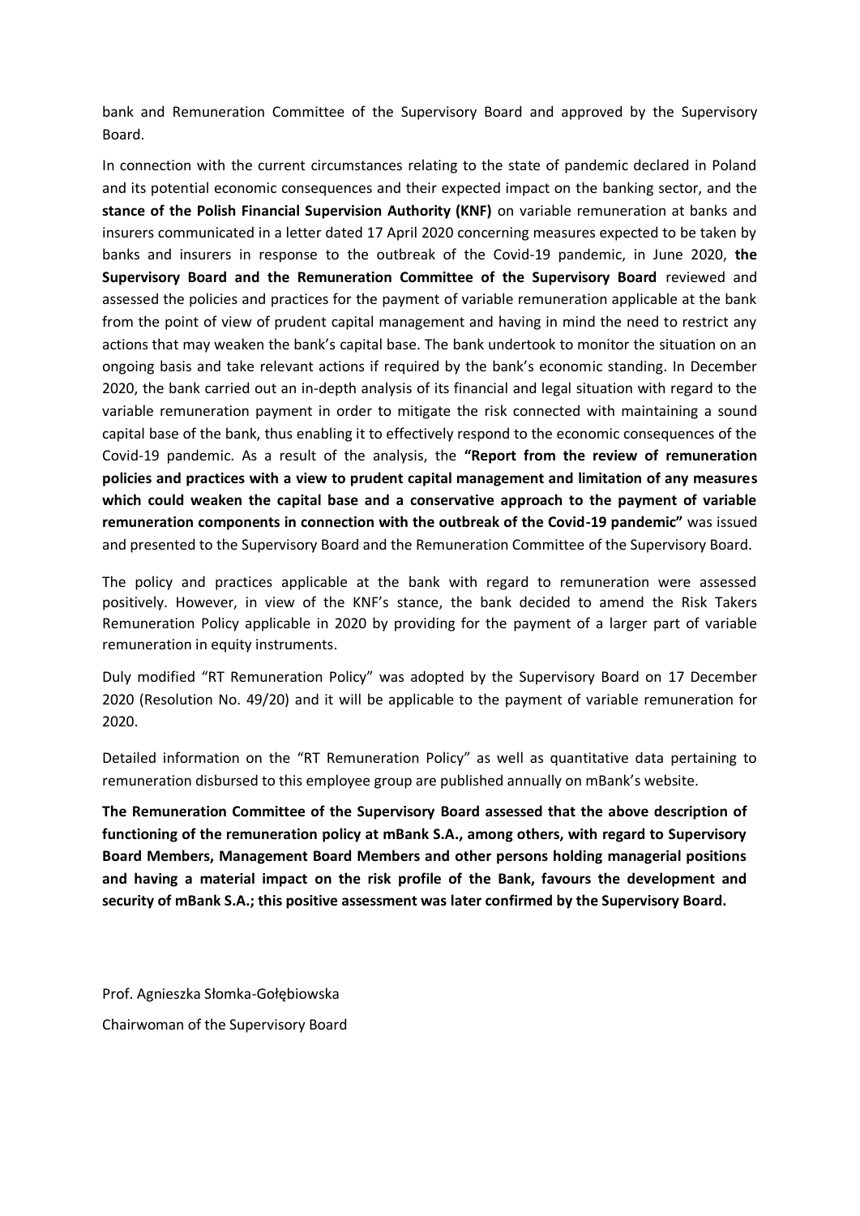bank and Remuneration Committee of the Supervisory Board and approved by the Supervisory Board.

In connection with the current circumstances relating to the state of pandemic declared in Poland and its potential economic consequences and their expected impact on the banking sector, and the **stance of the Polish Financial Supervision Authority (KNF)** on variable remuneration at banks and insurers communicated in a letter dated 17 April 2020 concerning measures expected to be taken by banks and insurers in response to the outbreak of the Covid-19 pandemic, in June 2020, **the Supervisory Board and the Remuneration Committee of the Supervisory Board** reviewed and assessed the policies and practices for the payment of variable remuneration applicable at the bank from the point of view of prudent capital management and having in mind the need to restrict any actions that may weaken the bank's capital base. The bank undertook to monitor the situation on an ongoing basis and take relevant actions if required by the bank's economic standing. In December 2020, the bank carried out an in-depth analysis of its financial and legal situation with regard to the variable remuneration payment in order to mitigate the risk connected with maintaining a sound capital base of the bank, thus enabling it to effectively respond to the economic consequences of the Covid-19 pandemic. As a result of the analysis, the **"Report from the review of remuneration policies and practices with a view to prudent capital management and limitation of any measures which could weaken the capital base and a conservative approach to the payment of variable remuneration components in connection with the outbreak of the Covid-19 pandemic"** was issued and presented to the Supervisory Board and the Remuneration Committee of the Supervisory Board.

The policy and practices applicable at the bank with regard to remuneration were assessed positively. However, in view of the KNF's stance, the bank decided to amend the Risk Takers Remuneration Policy applicable in 2020 by providing for the payment of a larger part of variable remuneration in equity instruments.

Duly modified "RT Remuneration Policy" was adopted by the Supervisory Board on 17 December 2020 (Resolution No. 49/20) and it will be applicable to the payment of variable remuneration for 2020.

Detailed information on the "RT Remuneration Policy" as well as quantitative data pertaining to remuneration disbursed to this employee group are published annually on mBank's website.

**The Remuneration Committee of the Supervisory Board assessed that the above description of functioning of the remuneration policy at mBank S.A., among others, with regard to Supervisory Board Members, Management Board Members and other persons holding managerial positions and having a material impact on the risk profile of the Bank, favours the development and security of mBank S.A.; this positive assessment was later confirmed by the Supervisory Board.**

Prof. Agnieszka Słomka-Gołębiowska

Chairwoman of the Supervisory Board